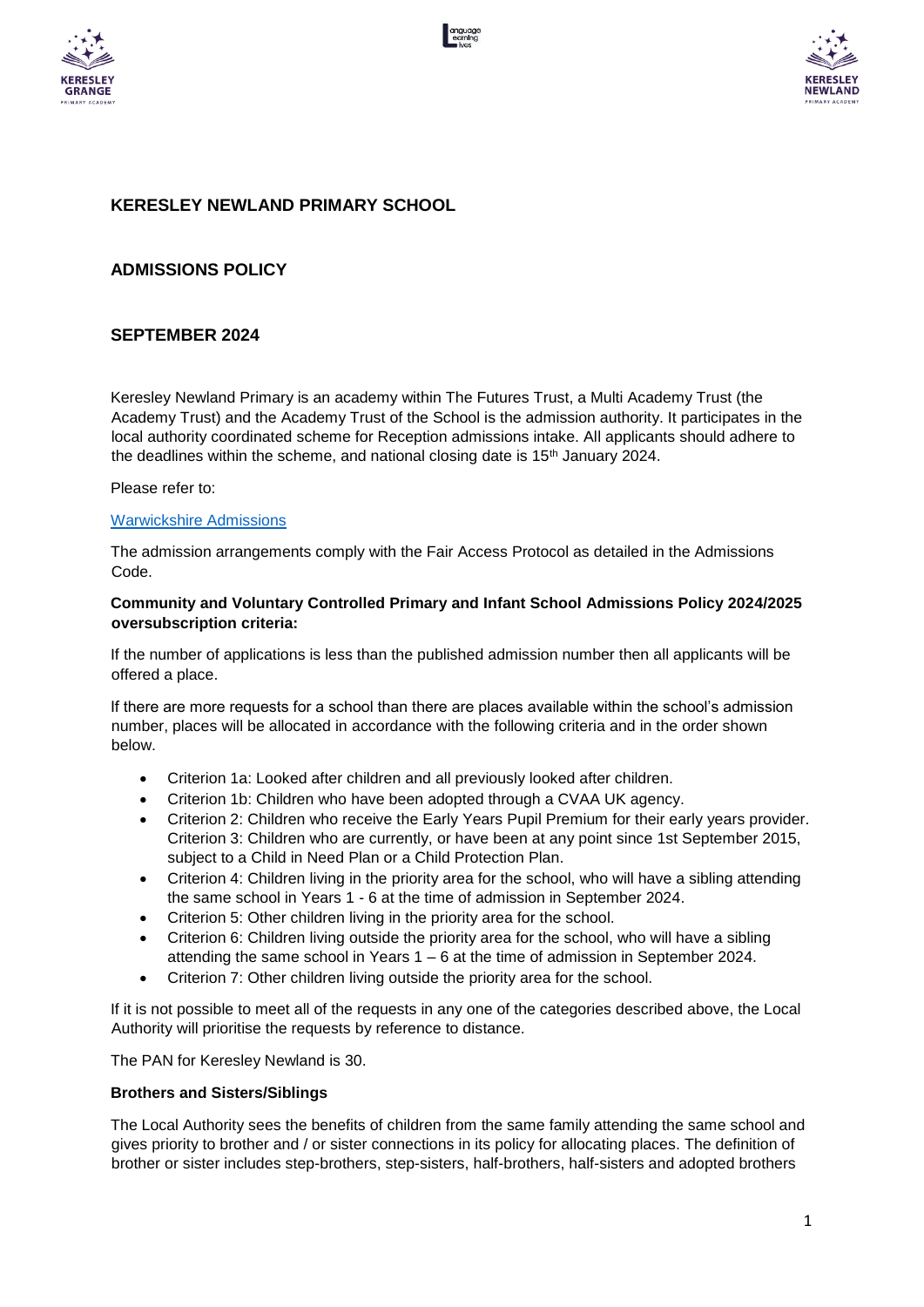## KERESLEY NEWLAND PRIMARY SCHOOL

## ADMISSIONS POLICY

## SEPTEMBER 2024

Keresley Newland Primary is an academy within The Futures Trust, a Multi Academy Trust (the Academy Trust) and the Academy Trust of the School is the admission authority. It participates in the local authority coordinated scheme for Reception admissions intake. All applicants should adhere to the deadlines within the scheme, and national closing date is 15th January 2024.

Please refer to:

[Warwickshire Admissions]

The admission arrangements comply with the Fair Access Protocol as detailed in the Admissions Code.

**Community and Voluntary Controlled Primary and Infant School Admissions Policy 2024/2025 oversubscription criteria:**

If the number of applications is less than the published admission number then all applicants will be offered a place.

If there are more requests for a school than there are places available within the school's admission number, places will be allocated in accordance with the following criteria and in the order shown below.

- Criterion 1a: Looked after children and all previously looked after children.
- Criterion 1b: Children who have been adopted through a CVAA UK agency.
- Criterion 2: Children who receive the Early Years Pupil Premium for their early years provider. Criterion 3: Children who are currently, or have been at any point since 1st September 2015, subject to a Child in Need Plan or a Child Protection Plan.
- Criterion 4: Children living in the priority area for the school, who will have a sibling attending the same school in Years 1 - 6 at the time of admission in September 2024.
- Criterion 5: Other children living in the priority area for the school.
- Criterion 6: Children living outside the priority area for the school, who will have a sibling attending the same school in Years 1 – 6 at the time of admission in September 2024.
- Criterion 7: Other children living outside the priority area for the school.

If it is not possible to meet all of the requests in any one of the categories described above, the Local Authority will prioritise the requests by reference to distance.

The PAN for Keresley Newland is 30.

**Brothers and Sisters/Siblings**

The Local Authority sees the benefits of children from the same family attending the same school and gives priority to brother and / or sister connections in its policy for allocating places. The definition of brother or sister includes step-brothers, step-sisters, half-brothers, half-sisters and adopted brothers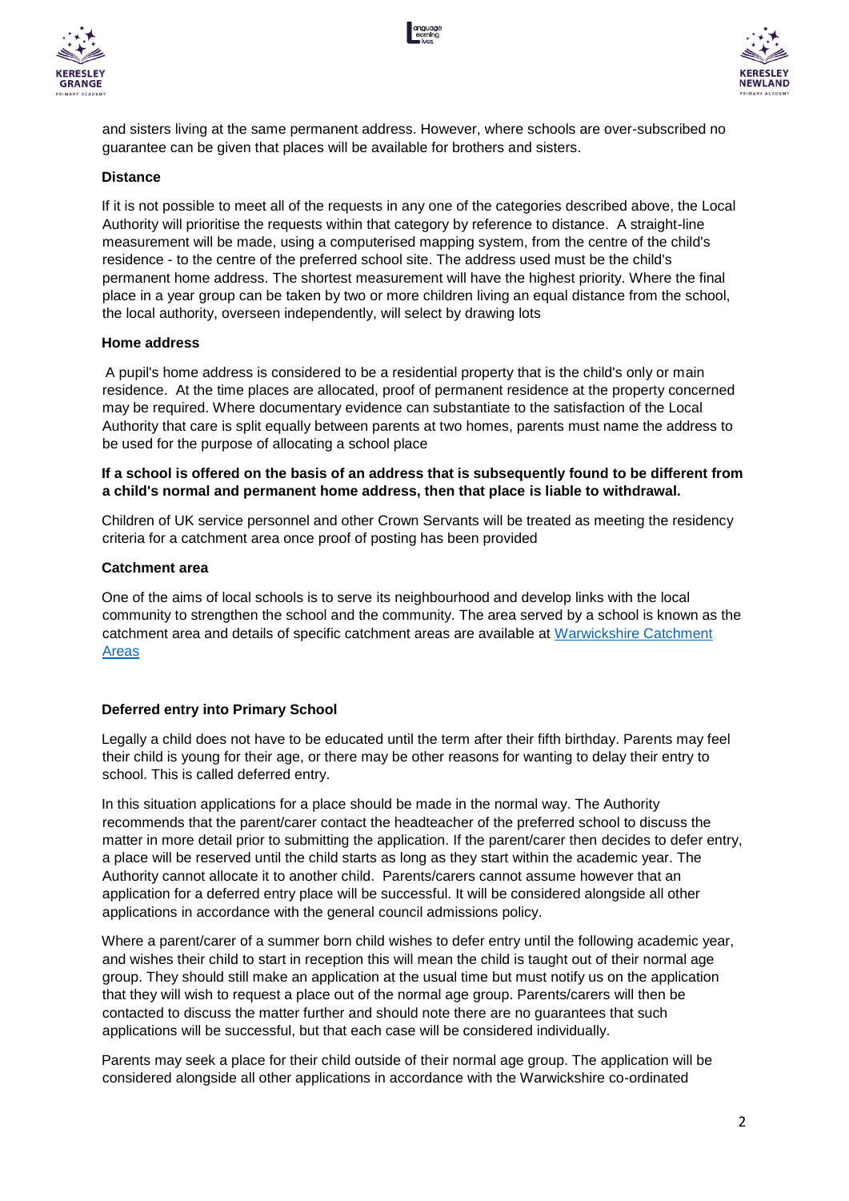and sisters living at the same permanent address. However, where schools are over-subscribed no guarantee can be given that places will be available for brothers and sisters.

**Distance**

If it is not possible to meet all of the requests in any one of the categories described above, the Local Authority will prioritise the requests within that category by reference to distance. A straight-line measurement will be made, using a computerised mapping system, from the centre of the child's residence - to the centre of the preferred school site. The address used must be the child's permanent home address. The shortest measurement will have the highest priority. Where the final place in a year group can be taken by two or more children living an equal distance from the school, the local authority, overseen independently, will select by drawing lots

**Home address**

A pupil's home address is considered to be a residential property that is the child's only or main residence. At the time places are allocated, proof of permanent residence at the property concerned may be required. Where documentary evidence can substantiate to the satisfaction of the Local Authority that care is split equally between parents at two homes, parents must name the address to be used for the purpose of allocating a school place

**If a school is offered on the basis of an address that is subsequently found to be different from a child's normal and permanent home address, then that place is liable to withdrawal.**

Children of UK service personnel and other Crown Servants will be treated as meeting the residency criteria for a catchment area once proof of posting has been provided

**Catchment area**

One of the aims of local schools is to serve its neighbourhood and develop links with the local community to strengthen the school and the community. The area served by a school is known as the catchment area and details of specific catchment areas are available at Warwickshire Catchment Areas

**Deferred entry into Primary School**

Legally a child does not have to be educated until the term after their fifth birthday. Parents may feel their child is young for their age, or there may be other reasons for wanting to delay their entry to school. This is called deferred entry.

In this situation applications for a place should be made in the normal way. The Authority recommends that the parent/carer contact the headteacher of the preferred school to discuss the matter in more detail prior to submitting the application. If the parent/carer then decides to defer entry, a place will be reserved until the child starts as long as they start within the academic year. The Authority cannot allocate it to another child. Parents/carers cannot assume however that an application for a deferred entry place will be successful. It will be considered alongside all other applications in accordance with the general council admissions policy.

Where a parent/carer of a summer born child wishes to defer entry until the following academic year, and wishes their child to start in reception this will mean the child is taught out of their normal age group. They should still make an application at the usual time but must notify us on the application that they will wish to request a place out of the normal age group. Parents/carers will then be contacted to discuss the matter further and should note there are no guarantees that such applications will be successful, but that each case will be considered individually.

Parents may seek a place for their child outside of their normal age group. The application will be considered alongside all other applications in accordance with the Warwickshire co-ordinated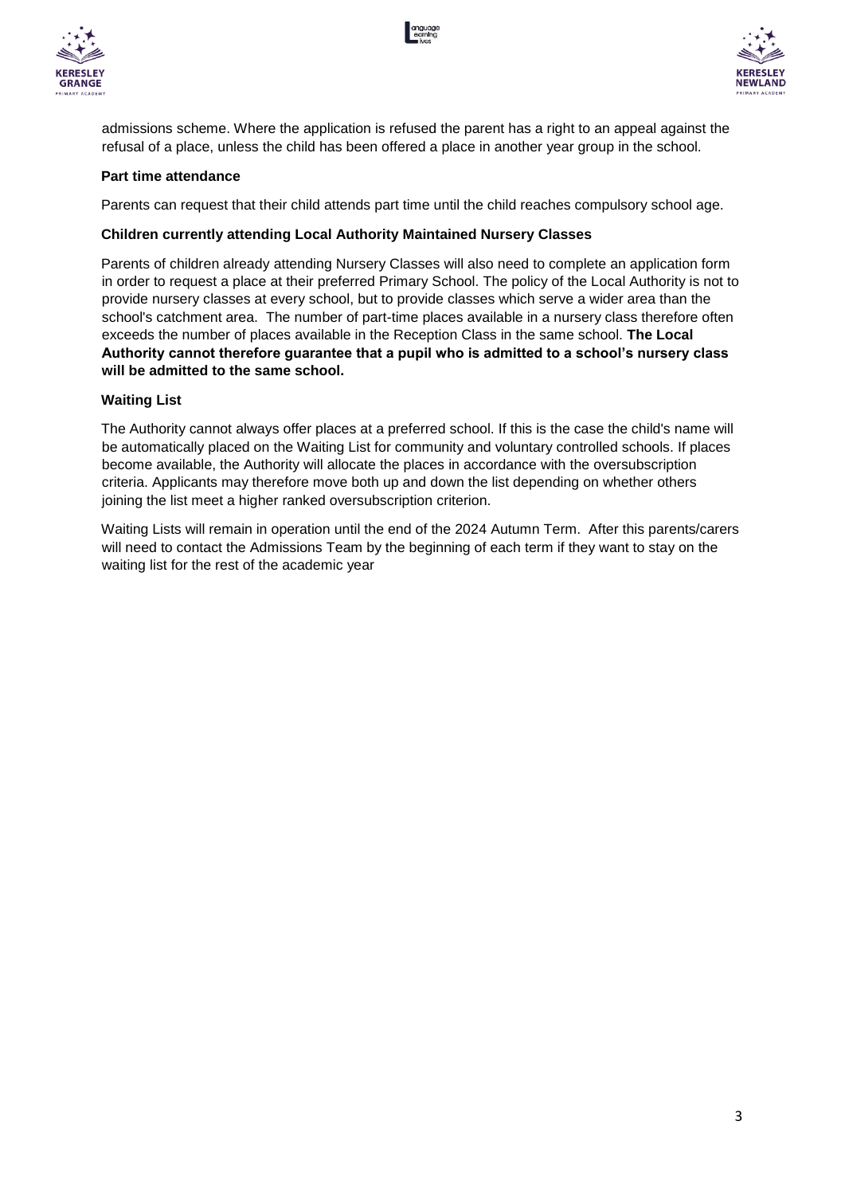admissions scheme. Where the application is refused the parent has a right to an appeal against the refusal of a place, unless the child has been offered a place in another year group in the school.

**Part time attendance**

Parents can request that their child attends part time until the child reaches compulsory school age.

**Children currently attending Local Authority Maintained Nursery Classes**

Parents of children already attending Nursery Classes will also need to complete an application form in order to request a place at their preferred Primary School. The policy of the Local Authority is not to provide nursery classes at every school, but to provide classes which serve a wider area than the school's catchment area. The number of part-time places available in a nursery class therefore often exceeds the number of places available in the Reception Class in the same school. **The Local Authority cannot therefore guarantee that a pupil who is admitted to a school's nursery class will be admitted to the same school.**

**Waiting List**

The Authority cannot always offer places at a preferred school. If this is the case the child's name will be automatically placed on the Waiting List for community and voluntary controlled schools. If places become available, the Authority will allocate the places in accordance with the oversubscription criteria. Applicants may therefore move both up and down the list depending on whether others joining the list meet a higher ranked oversubscription criterion.

Waiting Lists will remain in operation until the end of the 2024 Autumn Term. After this parents/carers will need to contact the Admissions Team by the beginning of each term if they want to stay on the waiting list for the rest of the academic year